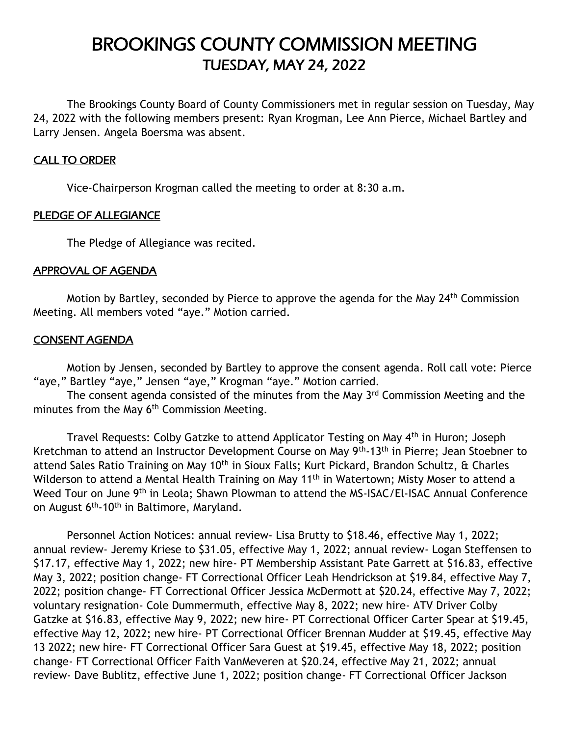# BROOKINGS COUNTY COMMISSION MEETING
## TUESDAY, MAY 24, 2022

The Brookings County Board of County Commissioners met in regular session on Tuesday, May 24, 2022 with the following members present: Ryan Krogman, Lee Ann Pierce, Michael Bartley and Larry Jensen. Angela Boersma was absent.

### CALL TO ORDER

Vice-Chairperson Krogman called the meeting to order at 8:30 a.m.

### PLEDGE OF ALLEGIANCE

The Pledge of Allegiance was recited.

### APPROVAL OF AGENDA

Motion by Bartley, seconded by Pierce to approve the agenda for the May 24th Commission Meeting. All members voted "aye." Motion carried.

### CONSENT AGENDA

Motion by Jensen, seconded by Bartley to approve the consent agenda. Roll call vote: Pierce "aye," Bartley "aye," Jensen "aye," Krogman "aye." Motion carried.

The consent agenda consisted of the minutes from the May 3rd Commission Meeting and the minutes from the May 6th Commission Meeting.

Travel Requests: Colby Gatzke to attend Applicator Testing on May 4th in Huron; Joseph Kretchman to attend an Instructor Development Course on May 9th-13th in Pierre; Jean Stoebner to attend Sales Ratio Training on May 10th in Sioux Falls; Kurt Pickard, Brandon Schultz, & Charles Wilderson to attend a Mental Health Training on May 11th in Watertown; Misty Moser to attend a Weed Tour on June 9th in Leola; Shawn Plowman to attend the MS-ISAC/El-ISAC Annual Conference on August 6th-10th in Baltimore, Maryland.

Personnel Action Notices: annual review- Lisa Brutty to $18.46, effective May 1, 2022; annual review- Jeremy Kriese to $31.05, effective May 1, 2022; annual review- Logan Steffensen to $17.17, effective May 1, 2022; new hire- PT Membership Assistant Pate Garrett at $16.83, effective May 3, 2022; position change- FT Correctional Officer Leah Hendrickson at $19.84, effective May 7, 2022; position change- FT Correctional Officer Jessica McDermott at $20.24, effective May 7, 2022; voluntary resignation- Cole Dummermuth, effective May 8, 2022; new hire- ATV Driver Colby Gatzke at $16.83, effective May 9, 2022; new hire- PT Correctional Officer Carter Spear at $19.45, effective May 12, 2022; new hire- PT Correctional Officer Brennan Mudder at $19.45, effective May 13 2022; new hire- FT Correctional Officer Sara Guest at $19.45, effective May 18, 2022; position change- FT Correctional Officer Faith VanMeveren at $20.24, effective May 21, 2022; annual review- Dave Bublitz, effective June 1, 2022; position change- FT Correctional Officer Jackson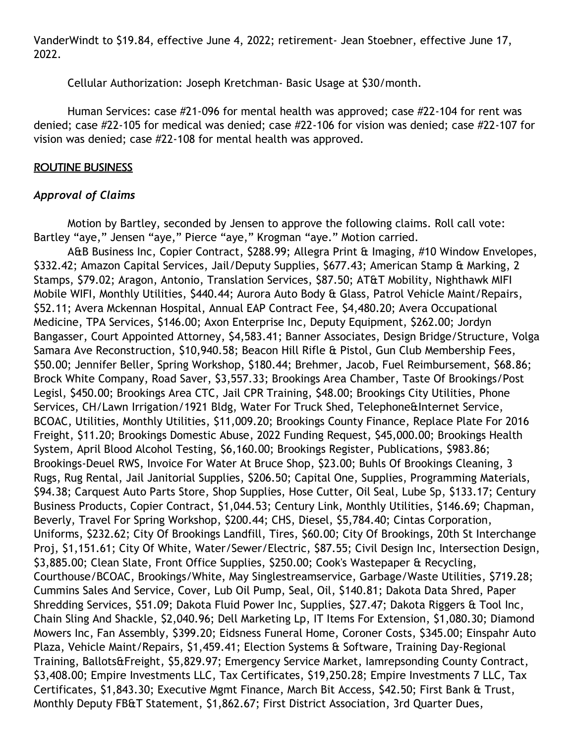VanderWindt to $19.84, effective June 4, 2022; retirement- Jean Stoebner, effective June 17, 2022.

Cellular Authorization: Joseph Kretchman- Basic Usage at $30/month.

Human Services: case #21-096 for mental health was approved; case #22-104 for rent was denied; case #22-105 for medical was denied; case #22-106 for vision was denied; case #22-107 for vision was denied; case #22-108 for mental health was approved.

## ROUTINE BUSINESS

### *Approval of Claims*

Motion by Bartley, seconded by Jensen to approve the following claims. Roll call vote: Bartley "aye," Jensen "aye," Pierce "aye," Krogman "aye." Motion carried.

A&B Business Inc, Copier Contract, $288.99; Allegra Print & Imaging, #10 Window Envelopes, $332.42; Amazon Capital Services, Jail/Deputy Supplies, $677.43; American Stamp & Marking, 2 Stamps, $79.02; Aragon, Antonio, Translation Services, $87.50; AT&T Mobility, Nighthawk MIFI Mobile WIFI, Monthly Utilities, $440.44; Aurora Auto Body & Glass, Patrol Vehicle Maint/Repairs, $52.11; Avera Mckennan Hospital, Annual EAP Contract Fee, $4,480.20; Avera Occupational Medicine, TPA Services, $146.00; Axon Enterprise Inc, Deputy Equipment, $262.00; Jordyn Bangasser, Court Appointed Attorney, $4,583.41; Banner Associates, Design Bridge/Structure, Volga Samara Ave Reconstruction, $10,940.58; Beacon Hill Rifle & Pistol, Gun Club Membership Fees, $50.00; Jennifer Beller, Spring Workshop, $180.44; Brehmer, Jacob, Fuel Reimbursement, $68.86; Brock White Company, Road Saver, $3,557.33; Brookings Area Chamber, Taste Of Brookings/Post Legisl, $450.00; Brookings Area CTC, Jail CPR Training, $48.00; Brookings City Utilities, Phone Services, CH/Lawn Irrigation/1921 Bldg, Water For Truck Shed, Telephone&Internet Service, BCOAC, Utilities, Monthly Utilities, $11,009.20; Brookings County Finance, Replace Plate For 2016 Freight, $11.20; Brookings Domestic Abuse, 2022 Funding Request, $45,000.00; Brookings Health System, April Blood Alcohol Testing, $6,160.00; Brookings Register, Publications, $983.86; Brookings-Deuel RWS, Invoice For Water At Bruce Shop, $23.00; Buhls Of Brookings Cleaning, 3 Rugs, Rug Rental, Jail Janitorial Supplies, $206.50; Capital One, Supplies, Programming Materials, $94.38; Carquest Auto Parts Store, Shop Supplies, Hose Cutter, Oil Seal, Lube Sp, $133.17; Century Business Products, Copier Contract, $1,044.53; Century Link, Monthly Utilities, $146.69; Chapman, Beverly, Travel For Spring Workshop, $200.44; CHS, Diesel, $5,784.40; Cintas Corporation, Uniforms, $232.62; City Of Brookings Landfill, Tires, $60.00; City Of Brookings, 20th St Interchange Proj, $1,151.61; City Of White, Water/Sewer/Electric, $87.55; Civil Design Inc, Intersection Design, $3,885.00; Clean Slate, Front Office Supplies, $250.00; Cook's Wastepaper & Recycling, Courthouse/BCOAC, Brookings/White, May Singlestreamservice, Garbage/Waste Utilities, $719.28; Cummins Sales And Service, Cover, Lub Oil Pump, Seal, Oil, $140.81; Dakota Data Shred, Paper Shredding Services, $51.09; Dakota Fluid Power Inc, Supplies, $27.47; Dakota Riggers & Tool Inc, Chain Sling And Shackle, $2,040.96; Dell Marketing Lp, IT Items For Extension, $1,080.30; Diamond Mowers Inc, Fan Assembly, $399.20; Eidsness Funeral Home, Coroner Costs, $345.00; Einspahr Auto Plaza, Vehicle Maint/Repairs, $1,459.41; Election Systems & Software, Training Day-Regional Training, Ballots&Freight, $5,829.97; Emergency Service Market, Iamrepsonding County Contract, $3,408.00; Empire Investments LLC, Tax Certificates, $19,250.28; Empire Investments 7 LLC, Tax Certificates, $1,843.30; Executive Mgmt Finance, March Bit Access, $42.50; First Bank & Trust, Monthly Deputy FB&T Statement, $1,862.67; First District Association, 3rd Quarter Dues,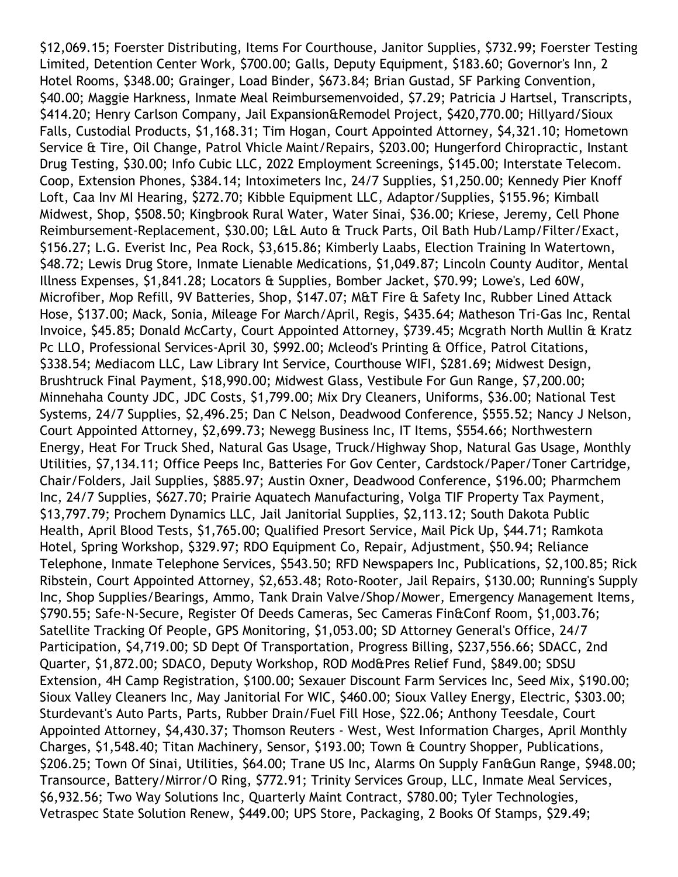$12,069.15; Foerster Distributing, Items For Courthouse, Janitor Supplies, $732.99; Foerster Testing Limited, Detention Center Work, $700.00; Galls, Deputy Equipment, $183.60; Governor's Inn, 2 Hotel Rooms, $348.00; Grainger, Load Binder, $673.84; Brian Gustad, SF Parking Convention, $40.00; Maggie Harkness, Inmate Meal Reimbursemenvoided, $7.29; Patricia J Hartsel, Transcripts, $414.20; Henry Carlson Company, Jail Expansion&Remodel Project, $420,770.00; Hillyard/Sioux Falls, Custodial Products, $1,168.31; Tim Hogan, Court Appointed Attorney, $4,321.10; Hometown Service & Tire, Oil Change, Patrol Vhicle Maint/Repairs, $203.00; Hungerford Chiropractic, Instant Drug Testing, $30.00; Info Cubic LLC, 2022 Employment Screenings, $145.00; Interstate Telecom. Coop, Extension Phones, $384.14; Intoximeters Inc, 24/7 Supplies, $1,250.00; Kennedy Pier Knoff Loft, Caa Inv MI Hearing, $272.70; Kibble Equipment LLC, Adaptor/Supplies, $155.96; Kimball Midwest, Shop, $508.50; Kingbrook Rural Water, Water Sinai, $36.00; Kriese, Jeremy, Cell Phone Reimbursement-Replacement, $30.00; L&L Auto & Truck Parts, Oil Bath Hub/Lamp/Filter/Exact, $156.27; L.G. Everist Inc, Pea Rock, $3,615.86; Kimberly Laabs, Election Training In Watertown, $48.72; Lewis Drug Store, Inmate Lienable Medications, $1,049.87; Lincoln County Auditor, Mental Illness Expenses, $1,841.28; Locators & Supplies, Bomber Jacket, $70.99; Lowe's, Led 60W, Microfiber, Mop Refill, 9V Batteries, Shop, $147.07; M&T Fire & Safety Inc, Rubber Lined Attack Hose, $137.00; Mack, Sonia, Mileage For March/April, Regis, $435.64; Matheson Tri-Gas Inc, Rental Invoice, $45.85; Donald McCarty, Court Appointed Attorney, $739.45; Mcgrath North Mullin & Kratz Pc LLO, Professional Services-April 30, $992.00; Mcleod's Printing & Office, Patrol Citations, $338.54; Mediacom LLC, Law Library Int Service, Courthouse WIFI, $281.69; Midwest Design, Brushtruck Final Payment, $18,990.00; Midwest Glass, Vestibule For Gun Range, $7,200.00; Minnehaha County JDC, JDC Costs, $1,799.00; Mix Dry Cleaners, Uniforms, $36.00; National Test Systems, 24/7 Supplies, $2,496.25; Dan C Nelson, Deadwood Conference, $555.52; Nancy J Nelson, Court Appointed Attorney, $2,699.73; Newegg Business Inc, IT Items, $554.66; Northwestern Energy, Heat For Truck Shed, Natural Gas Usage, Truck/Highway Shop, Natural Gas Usage, Monthly Utilities, $7,134.11; Office Peeps Inc, Batteries For Gov Center, Cardstock/Paper/Toner Cartridge, Chair/Folders, Jail Supplies, $885.97; Austin Oxner, Deadwood Conference, $196.00; Pharmchem Inc, 24/7 Supplies, $627.70; Prairie Aquatech Manufacturing, Volga TIF Property Tax Payment, $13,797.79; Prochem Dynamics LLC, Jail Janitorial Supplies, $2,113.12; South Dakota Public Health, April Blood Tests, $1,765.00; Qualified Presort Service, Mail Pick Up, $44.71; Ramkota Hotel, Spring Workshop, $329.97; RDO Equipment Co, Repair, Adjustment, $50.94; Reliance Telephone, Inmate Telephone Services, $543.50; RFD Newspapers Inc, Publications, $2,100.85; Rick Ribstein, Court Appointed Attorney, $2,653.48; Roto-Rooter, Jail Repairs, $130.00; Running's Supply Inc, Shop Supplies/Bearings, Ammo, Tank Drain Valve/Shop/Mower, Emergency Management Items, $790.55; Safe-N-Secure, Register Of Deeds Cameras, Sec Cameras Fin&Conf Room, $1,003.76; Satellite Tracking Of People, GPS Monitoring, $1,053.00; SD Attorney General's Office, 24/7 Participation, $4,719.00; SD Dept Of Transportation, Progress Billing, $237,556.66; SDACC, 2nd Quarter, $1,872.00; SDACO, Deputy Workshop, ROD Mod&Pres Relief Fund, $849.00; SDSU Extension, 4H Camp Registration, $100.00; Sexauer Discount Farm Services Inc, Seed Mix, $190.00; Sioux Valley Cleaners Inc, May Janitorial For WIC, $460.00; Sioux Valley Energy, Electric, $303.00; Sturdevant's Auto Parts, Parts, Rubber Drain/Fuel Fill Hose, $22.06; Anthony Teesdale, Court Appointed Attorney, $4,430.37; Thomson Reuters - West, West Information Charges, April Monthly Charges, $1,548.40; Titan Machinery, Sensor, $193.00; Town & Country Shopper, Publications, $206.25; Town Of Sinai, Utilities, $64.00; Trane US Inc, Alarms On Supply Fan&Gun Range, $948.00; Transource, Battery/Mirror/O Ring, $772.91; Trinity Services Group, LLC, Inmate Meal Services, $6,932.56; Two Way Solutions Inc, Quarterly Maint Contract, $780.00; Tyler Technologies, Vetraspec State Solution Renew, $449.00; UPS Store, Packaging, 2 Books Of Stamps, $29.49;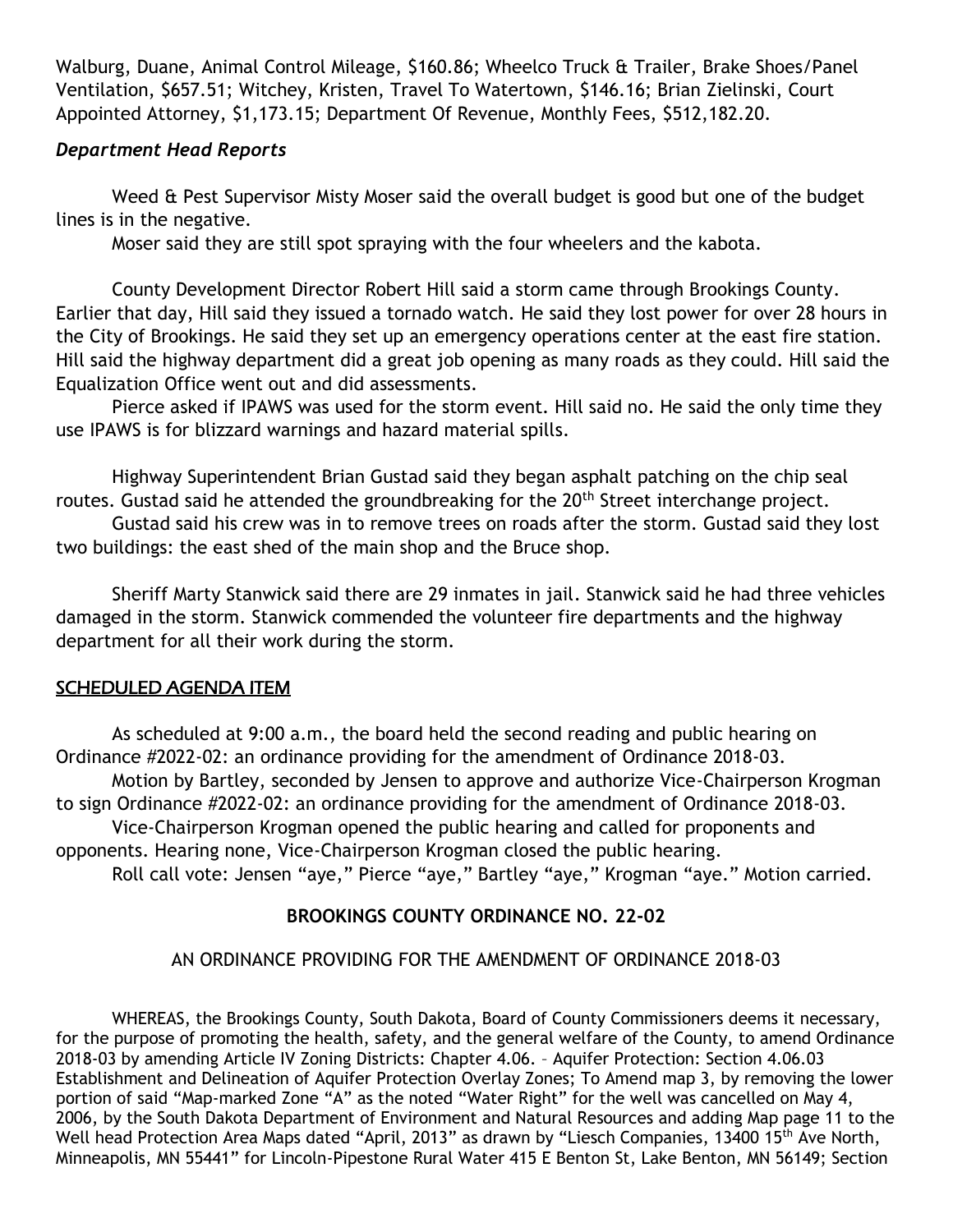Walburg, Duane, Animal Control Mileage, $160.86; Wheelco Truck & Trailer, Brake Shoes/Panel Ventilation, $657.51; Witchey, Kristen, Travel To Watertown, $146.16; Brian Zielinski, Court Appointed Attorney, $1,173.15; Department Of Revenue, Monthly Fees, $512,182.20.

### *Department Head Reports*

Weed & Pest Supervisor Misty Moser said the overall budget is good but one of the budget lines is in the negative.

Moser said they are still spot spraying with the four wheelers and the kabota.

County Development Director Robert Hill said a storm came through Brookings County. Earlier that day, Hill said they issued a tornado watch. He said they lost power for over 28 hours in the City of Brookings. He said they set up an emergency operations center at the east fire station. Hill said the highway department did a great job opening as many roads as they could. Hill said the Equalization Office went out and did assessments.

Pierce asked if IPAWS was used for the storm event. Hill said no. He said the only time they use IPAWS is for blizzard warnings and hazard material spills.

Highway Superintendent Brian Gustad said they began asphalt patching on the chip seal routes. Gustad said he attended the groundbreaking for the 20th Street interchange project.

Gustad said his crew was in to remove trees on roads after the storm. Gustad said they lost two buildings: the east shed of the main shop and the Bruce shop.

Sheriff Marty Stanwick said there are 29 inmates in jail. Stanwick said he had three vehicles damaged in the storm. Stanwick commended the volunteer fire departments and the highway department for all their work during the storm.

## SCHEDULED AGENDA ITEM

As scheduled at 9:00 a.m., the board held the second reading and public hearing on Ordinance #2022-02: an ordinance providing for the amendment of Ordinance 2018-03.

Motion by Bartley, seconded by Jensen to approve and authorize Vice-Chairperson Krogman to sign Ordinance #2022-02: an ordinance providing for the amendment of Ordinance 2018-03.

Vice-Chairperson Krogman opened the public hearing and called for proponents and opponents. Hearing none, Vice-Chairperson Krogman closed the public hearing.

Roll call vote: Jensen "aye," Pierce "aye," Bartley "aye," Krogman "aye." Motion carried.

### BROOKINGS COUNTY ORDINANCE NO. 22-02

AN ORDINANCE PROVIDING FOR THE AMENDMENT OF ORDINANCE 2018-03

WHEREAS, the Brookings County, South Dakota, Board of County Commissioners deems it necessary, for the purpose of promoting the health, safety, and the general welfare of the County, to amend Ordinance 2018-03 by amending Article IV Zoning Districts: Chapter 4.06. – Aquifer Protection: Section 4.06.03 Establishment and Delineation of Aquifer Protection Overlay Zones; To Amend map 3, by removing the lower portion of said "Map-marked Zone "A" as the noted "Water Right" for the well was cancelled on May 4, 2006, by the South Dakota Department of Environment and Natural Resources and adding Map page 11 to the Well head Protection Area Maps dated "April, 2013" as drawn by "Liesch Companies, 13400 15th Ave North, Minneapolis, MN 55441" for Lincoln-Pipestone Rural Water 415 E Benton St, Lake Benton, MN 56149; Section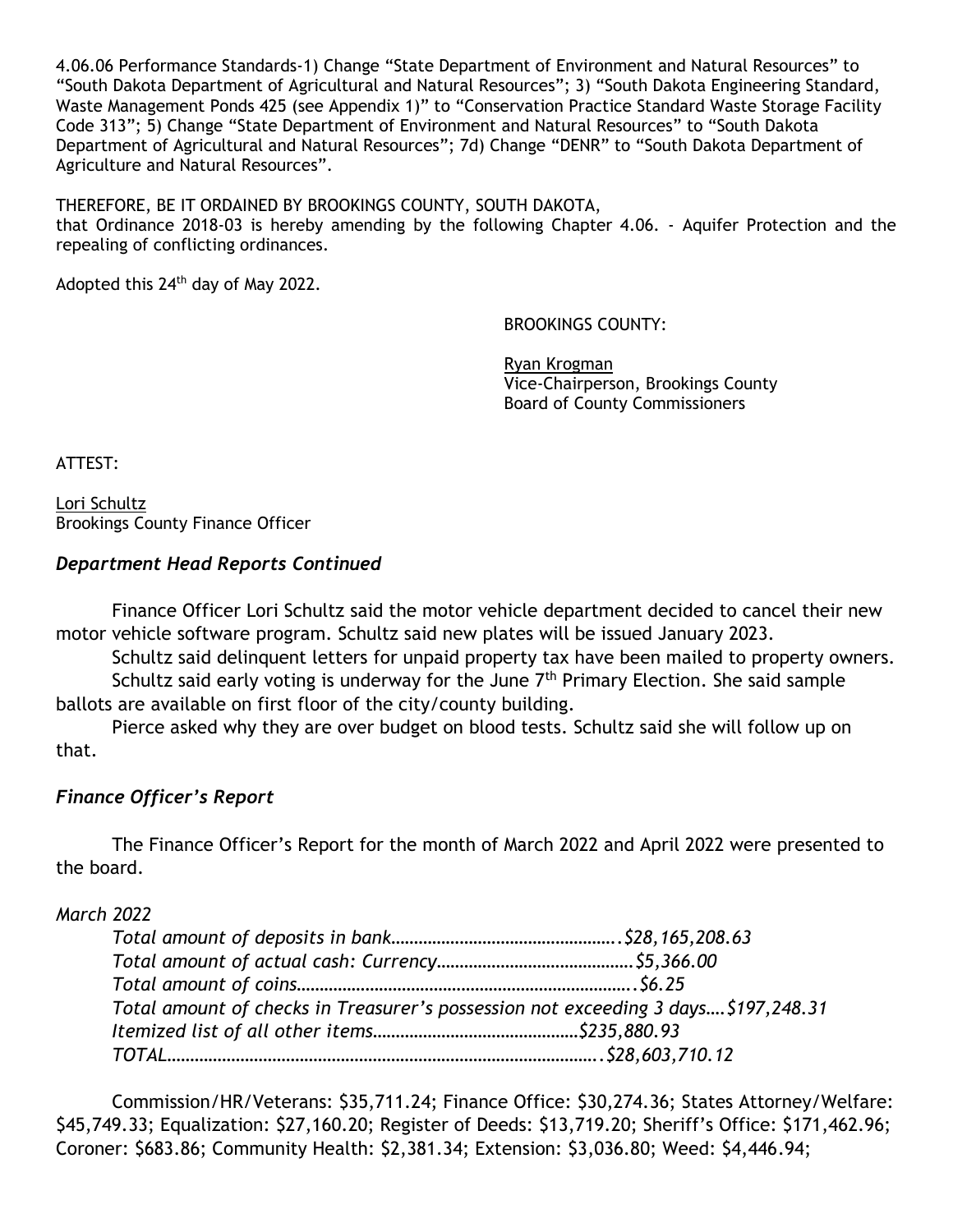4.06.06 Performance Standards-1) Change “State Department of Environment and Natural Resources” to “South Dakota Department of Agricultural and Natural Resources”; 3) “South Dakota Engineering Standard, Waste Management Ponds 425 (see Appendix 1)” to “Conservation Practice Standard Waste Storage Facility Code 313”; 5) Change “State Department of Environment and Natural Resources” to “South Dakota Department of Agricultural and Natural Resources”; 7d) Change “DENR” to “South Dakota Department of Agriculture and Natural Resources”.

THEREFORE, BE IT ORDAINED BY BROOKINGS COUNTY, SOUTH DAKOTA,
that Ordinance 2018-03 is hereby amending by the following Chapter 4.06. - Aquifer Protection and the repealing of conflicting ordinances.

Adopted this 24th day of May 2022.

BROOKINGS COUNTY:

Ryan Krogman
Vice-Chairperson, Brookings County
Board of County Commissioners

ATTEST:

Lori Schultz
Brookings County Finance Officer

### *Department Head Reports Continued*

Finance Officer Lori Schultz said the motor vehicle department decided to cancel their new motor vehicle software program. Schultz said new plates will be issued January 2023.

Schultz said delinquent letters for unpaid property tax have been mailed to property owners.

Schultz said early voting is underway for the June 7th Primary Election. She said sample ballots are available on first floor of the city/county building.

Pierce asked why they are over budget on blood tests. Schultz said she will follow up on that.

### *Finance Officer's Report*

The Finance Officer's Report for the month of March 2022 and April 2022 were presented to the board.

*March 2022*

*Total amount of deposits in bank………………………………………….$28,165,208.63*
*Total amount of actual cash: Currency……………………………………$5,366.00*
*Total amount of coins……………………………………………………………….$6.25*
*Total amount of checks in Treasurer's possession not exceeding 3 days….$197,248.31*
*Itemized list of all other items………………………………………$235,880.93*
*TOTAL…………………………………………………………………………………..$28,603,710.12*

Commission/HR/Veterans: $35,711.24; Finance Office: $30,274.36; States Attorney/Welfare: $45,749.33; Equalization: $27,160.20; Register of Deeds: $13,719.20; Sheriff's Office: $171,462.96; Coroner: $683.86; Community Health: $2,381.34; Extension: $3,036.80; Weed: $4,446.94;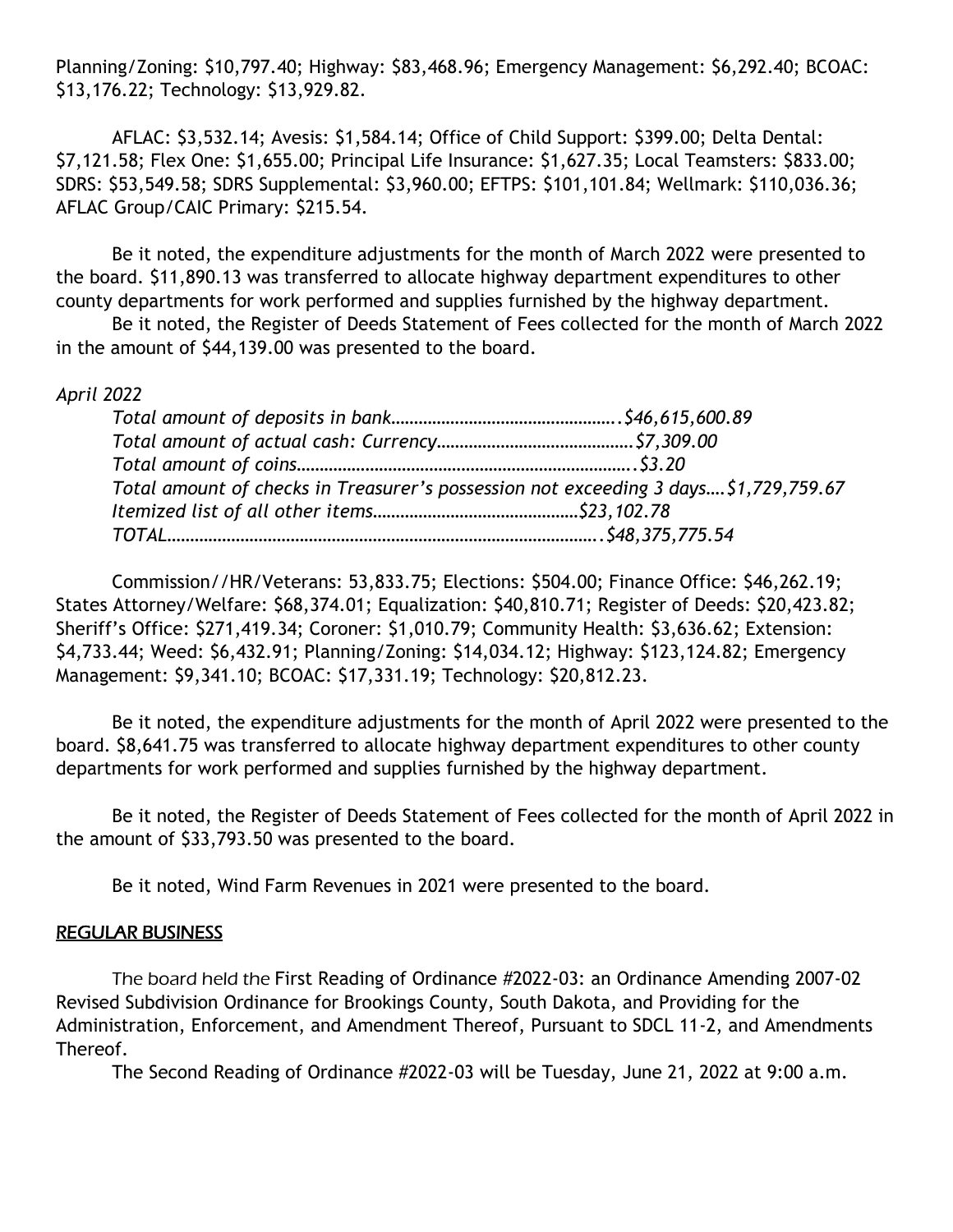Planning/Zoning: $10,797.40; Highway: $83,468.96; Emergency Management: $6,292.40; BCOAC: $13,176.22; Technology: $13,929.82.

AFLAC: $3,532.14; Avesis: $1,584.14; Office of Child Support: $399.00; Delta Dental: $7,121.58; Flex One: $1,655.00; Principal Life Insurance: $1,627.35; Local Teamsters: $833.00; SDRS: $53,549.58; SDRS Supplemental: $3,960.00; EFTPS: $101,101.84; Wellmark: $110,036.36; AFLAC Group/CAIC Primary: $215.54.

Be it noted, the expenditure adjustments for the month of March 2022 were presented to the board. $11,890.13 was transferred to allocate highway department expenditures to other county departments for work performed and supplies furnished by the highway department.

Be it noted, the Register of Deeds Statement of Fees collected for the month of March 2022 in the amount of $44,139.00 was presented to the board.

*April 2022*

*Total amount of deposits in bank………………………………………….$46,615,600.89*
*Total amount of actual cash: Currency……………………………………$7,309.00*
*Total amount of coins……………………………………………………………..$3.20*
*Total amount of checks in Treasurer's possession not exceeding 3 days….$1,729,759.67*
*Itemized list of all other items………………………………………$23,102.78*
*TOTAL…………………………………………………………………………………..$48,375,775.54*

Commission//HR/Veterans: 53,833.75; Elections: $504.00; Finance Office: $46,262.19; States Attorney/Welfare: $68,374.01; Equalization: $40,810.71; Register of Deeds: $20,423.82; Sheriff's Office: $271,419.34; Coroner: $1,010.79; Community Health: $3,636.62; Extension: $4,733.44; Weed: $6,432.91; Planning/Zoning: $14,034.12; Highway: $123,124.82; Emergency Management: $9,341.10; BCOAC: $17,331.19; Technology: $20,812.23.

Be it noted, the expenditure adjustments for the month of April 2022 were presented to the board. $8,641.75 was transferred to allocate highway department expenditures to other county departments for work performed and supplies furnished by the highway department.

Be it noted, the Register of Deeds Statement of Fees collected for the month of April 2022 in the amount of $33,793.50 was presented to the board.

Be it noted, Wind Farm Revenues in 2021 were presented to the board.

## REGULAR BUSINESS

The board held the First Reading of Ordinance #2022-03: an Ordinance Amending 2007-02 Revised Subdivision Ordinance for Brookings County, South Dakota, and Providing for the Administration, Enforcement, and Amendment Thereof, Pursuant to SDCL 11-2, and Amendments Thereof.

The Second Reading of Ordinance #2022-03 will be Tuesday, June 21, 2022 at 9:00 a.m.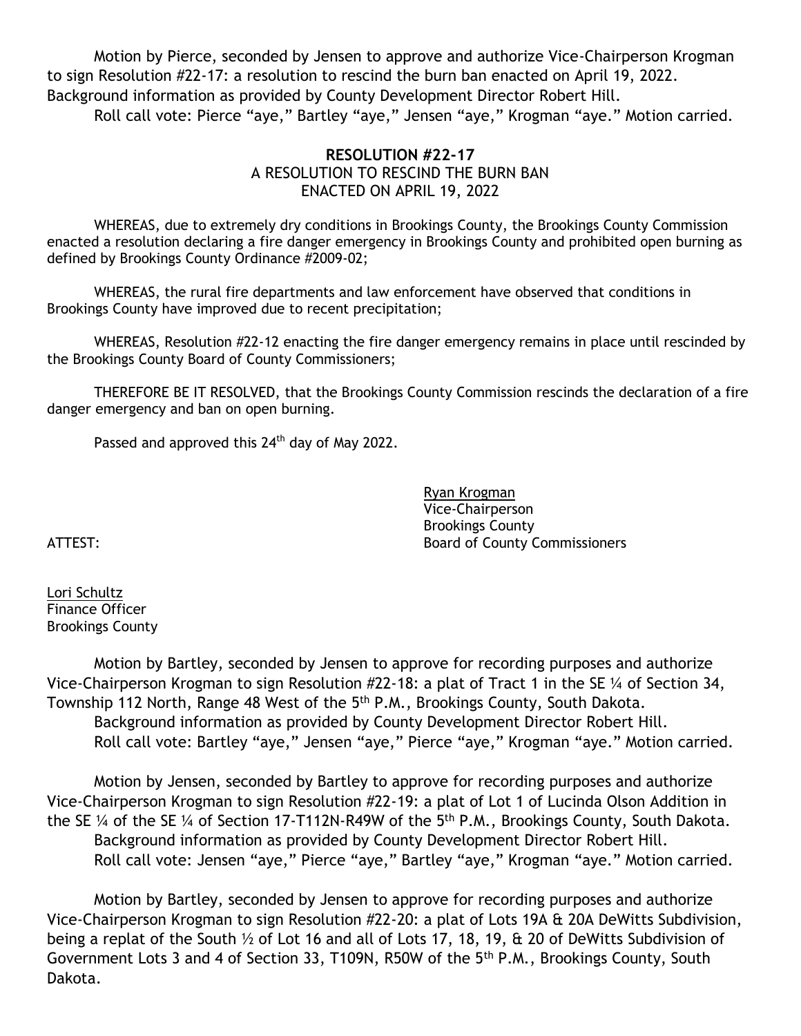Motion by Pierce, seconded by Jensen to approve and authorize Vice-Chairperson Krogman to sign Resolution #22-17: a resolution to rescind the burn ban enacted on April 19, 2022. Background information as provided by County Development Director Robert Hill.

Roll call vote: Pierce "aye," Bartley "aye," Jensen "aye," Krogman "aye." Motion carried.

**RESOLUTION #22-17**

A RESOLUTION TO RESCIND THE BURN BAN ENACTED ON APRIL 19, 2022

WHEREAS, due to extremely dry conditions in Brookings County, the Brookings County Commission enacted a resolution declaring a fire danger emergency in Brookings County and prohibited open burning as defined by Brookings County Ordinance #2009-02;

WHEREAS, the rural fire departments and law enforcement have observed that conditions in Brookings County have improved due to recent precipitation;

WHEREAS, Resolution #22-12 enacting the fire danger emergency remains in place until rescinded by the Brookings County Board of County Commissioners;

THEREFORE BE IT RESOLVED, that the Brookings County Commission rescinds the declaration of a fire danger emergency and ban on open burning.

Passed and approved this 24th day of May 2022.

Ryan Krogman
Vice-Chairperson
Brookings County
Board of County Commissioners

ATTEST:

Lori Schultz
Finance Officer
Brookings County

Motion by Bartley, seconded by Jensen to approve for recording purposes and authorize Vice-Chairperson Krogman to sign Resolution #22-18: a plat of Tract 1 in the SE ¼ of Section 34, Township 112 North, Range 48 West of the 5th P.M., Brookings County, South Dakota.

Background information as provided by County Development Director Robert Hill.

Roll call vote: Bartley "aye," Jensen "aye," Pierce "aye," Krogman "aye." Motion carried.

Motion by Jensen, seconded by Bartley to approve for recording purposes and authorize Vice-Chairperson Krogman to sign Resolution #22-19: a plat of Lot 1 of Lucinda Olson Addition in the SE ¼ of the SE ¼ of Section 17-T112N-R49W of the 5th P.M., Brookings County, South Dakota.

Background information as provided by County Development Director Robert Hill.

Roll call vote: Jensen "aye," Pierce "aye," Bartley "aye," Krogman "aye." Motion carried.

Motion by Bartley, seconded by Jensen to approve for recording purposes and authorize Vice-Chairperson Krogman to sign Resolution #22-20: a plat of Lots 19A & 20A DeWitts Subdivision, being a replat of the South ½ of Lot 16 and all of Lots 17, 18, 19, & 20 of DeWitts Subdivision of Government Lots 3 and 4 of Section 33, T109N, R50W of the 5th P.M., Brookings County, South Dakota.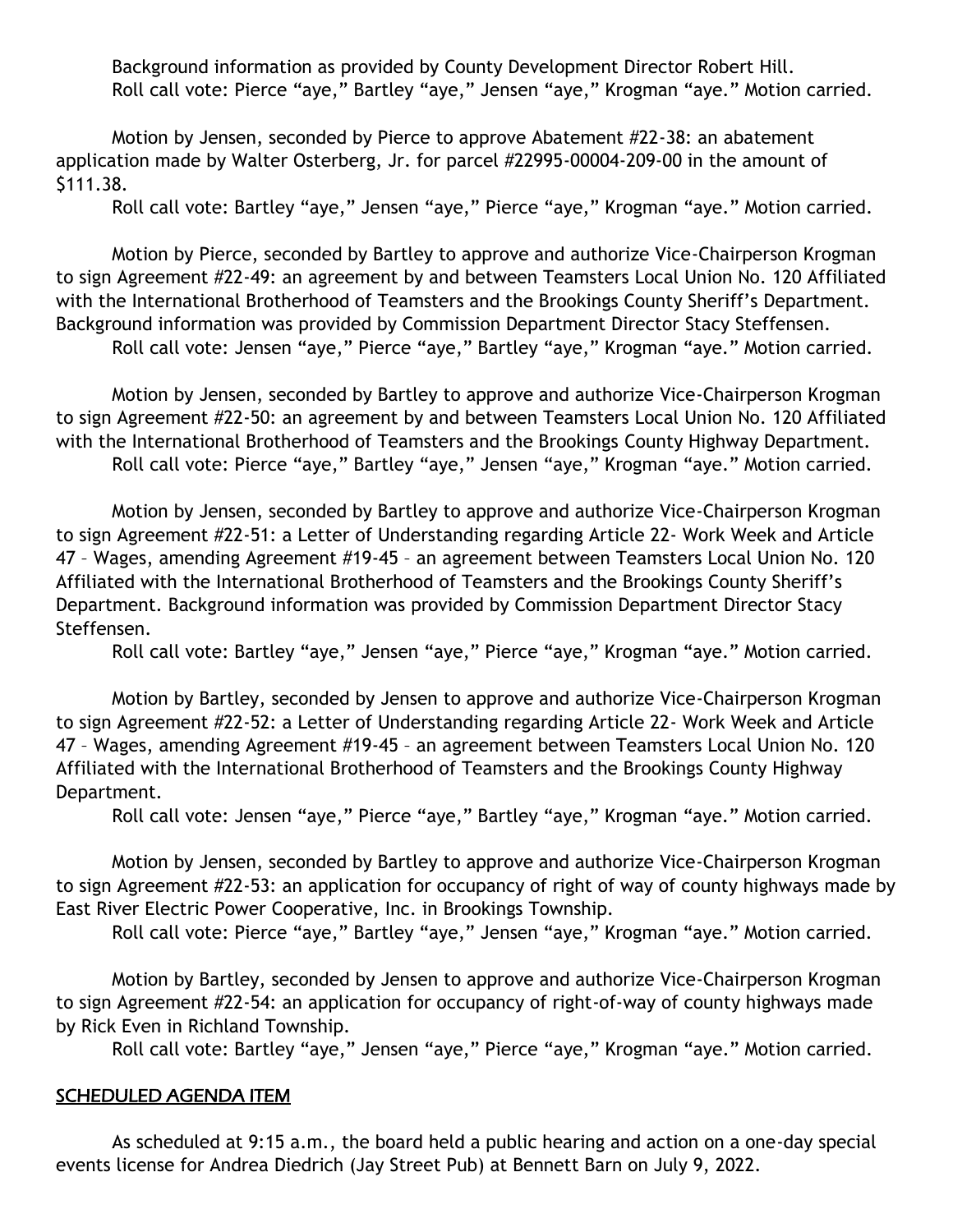Background information as provided by County Development Director Robert Hill.
Roll call vote: Pierce "aye," Bartley "aye," Jensen "aye," Krogman "aye." Motion carried.

Motion by Jensen, seconded by Pierce to approve Abatement #22-38: an abatement application made by Walter Osterberg, Jr. for parcel #22995-00004-209-00 in the amount of $111.38.

Roll call vote: Bartley "aye," Jensen "aye," Pierce "aye," Krogman "aye." Motion carried.

Motion by Pierce, seconded by Bartley to approve and authorize Vice-Chairperson Krogman to sign Agreement #22-49: an agreement by and between Teamsters Local Union No. 120 Affiliated with the International Brotherhood of Teamsters and the Brookings County Sheriff's Department. Background information was provided by Commission Department Director Stacy Steffensen.

Roll call vote: Jensen "aye," Pierce "aye," Bartley "aye," Krogman "aye." Motion carried.

Motion by Jensen, seconded by Bartley to approve and authorize Vice-Chairperson Krogman to sign Agreement #22-50: an agreement by and between Teamsters Local Union No. 120 Affiliated with the International Brotherhood of Teamsters and the Brookings County Highway Department.

Roll call vote: Pierce "aye," Bartley "aye," Jensen "aye," Krogman "aye." Motion carried.

Motion by Jensen, seconded by Bartley to approve and authorize Vice-Chairperson Krogman to sign Agreement #22-51: a Letter of Understanding regarding Article 22- Work Week and Article 47 – Wages, amending Agreement #19-45 – an agreement between Teamsters Local Union No. 120 Affiliated with the International Brotherhood of Teamsters and the Brookings County Sheriff's Department. Background information was provided by Commission Department Director Stacy Steffensen.

Roll call vote: Bartley "aye," Jensen "aye," Pierce "aye," Krogman "aye." Motion carried.

Motion by Bartley, seconded by Jensen to approve and authorize Vice-Chairperson Krogman to sign Agreement #22-52: a Letter of Understanding regarding Article 22- Work Week and Article 47 – Wages, amending Agreement #19-45 – an agreement between Teamsters Local Union No. 120 Affiliated with the International Brotherhood of Teamsters and the Brookings County Highway Department.

Roll call vote: Jensen "aye," Pierce "aye," Bartley "aye," Krogman "aye." Motion carried.

Motion by Jensen, seconded by Bartley to approve and authorize Vice-Chairperson Krogman to sign Agreement #22-53: an application for occupancy of right of way of county highways made by East River Electric Power Cooperative, Inc. in Brookings Township.

Roll call vote: Pierce "aye," Bartley "aye," Jensen "aye," Krogman "aye." Motion carried.

Motion by Bartley, seconded by Jensen to approve and authorize Vice-Chairperson Krogman to sign Agreement #22-54: an application for occupancy of right-of-way of county highways made by Rick Even in Richland Township.

Roll call vote: Bartley "aye," Jensen "aye," Pierce "aye," Krogman "aye." Motion carried.

## SCHEDULED AGENDA ITEM

As scheduled at 9:15 a.m., the board held a public hearing and action on a one-day special events license for Andrea Diedrich (Jay Street Pub) at Bennett Barn on July 9, 2022.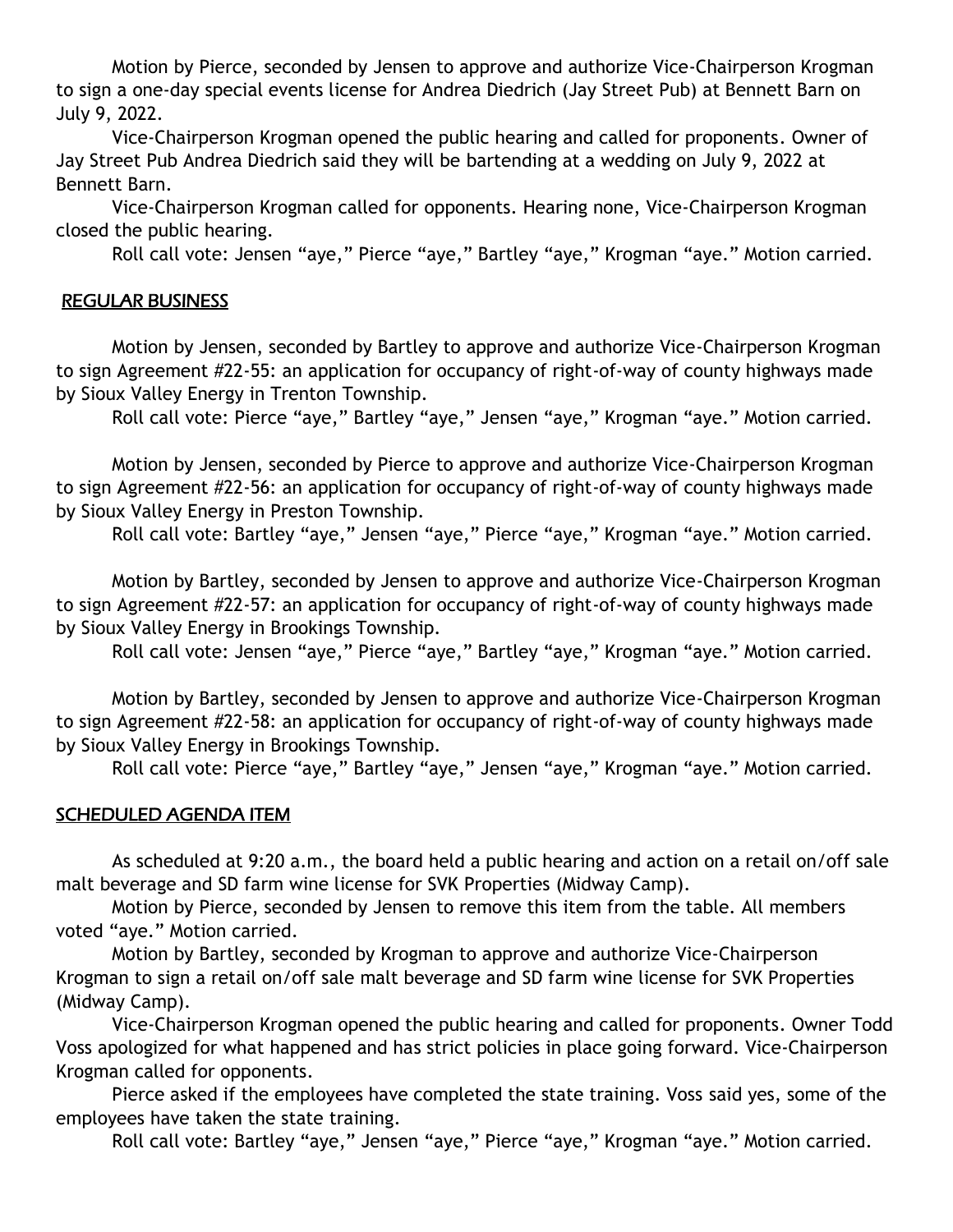Motion by Pierce, seconded by Jensen to approve and authorize Vice-Chairperson Krogman to sign a one-day special events license for Andrea Diedrich (Jay Street Pub) at Bennett Barn on July 9, 2022.

Vice-Chairperson Krogman opened the public hearing and called for proponents. Owner of Jay Street Pub Andrea Diedrich said they will be bartending at a wedding on July 9, 2022 at Bennett Barn.

Vice-Chairperson Krogman called for opponents. Hearing none, Vice-Chairperson Krogman closed the public hearing.

Roll call vote: Jensen "aye," Pierce "aye," Bartley "aye," Krogman "aye." Motion carried.

## REGULAR BUSINESS

Motion by Jensen, seconded by Bartley to approve and authorize Vice-Chairperson Krogman to sign Agreement #22-55: an application for occupancy of right-of-way of county highways made by Sioux Valley Energy in Trenton Township.

Roll call vote: Pierce "aye," Bartley "aye," Jensen "aye," Krogman "aye." Motion carried.

Motion by Jensen, seconded by Pierce to approve and authorize Vice-Chairperson Krogman to sign Agreement #22-56: an application for occupancy of right-of-way of county highways made by Sioux Valley Energy in Preston Township.

Roll call vote: Bartley "aye," Jensen "aye," Pierce "aye," Krogman "aye." Motion carried.

Motion by Bartley, seconded by Jensen to approve and authorize Vice-Chairperson Krogman to sign Agreement #22-57: an application for occupancy of right-of-way of county highways made by Sioux Valley Energy in Brookings Township.

Roll call vote: Jensen "aye," Pierce "aye," Bartley "aye," Krogman "aye." Motion carried.

Motion by Bartley, seconded by Jensen to approve and authorize Vice-Chairperson Krogman to sign Agreement #22-58: an application for occupancy of right-of-way of county highways made by Sioux Valley Energy in Brookings Township.

Roll call vote: Pierce "aye," Bartley "aye," Jensen "aye," Krogman "aye." Motion carried.

## SCHEDULED AGENDA ITEM

As scheduled at 9:20 a.m., the board held a public hearing and action on a retail on/off sale malt beverage and SD farm wine license for SVK Properties (Midway Camp).

Motion by Pierce, seconded by Jensen to remove this item from the table. All members voted "aye." Motion carried.

Motion by Bartley, seconded by Krogman to approve and authorize Vice-Chairperson Krogman to sign a retail on/off sale malt beverage and SD farm wine license for SVK Properties (Midway Camp).

Vice-Chairperson Krogman opened the public hearing and called for proponents. Owner Todd Voss apologized for what happened and has strict policies in place going forward. Vice-Chairperson Krogman called for opponents.

Pierce asked if the employees have completed the state training. Voss said yes, some of the employees have taken the state training.

Roll call vote: Bartley "aye," Jensen "aye," Pierce "aye," Krogman "aye." Motion carried.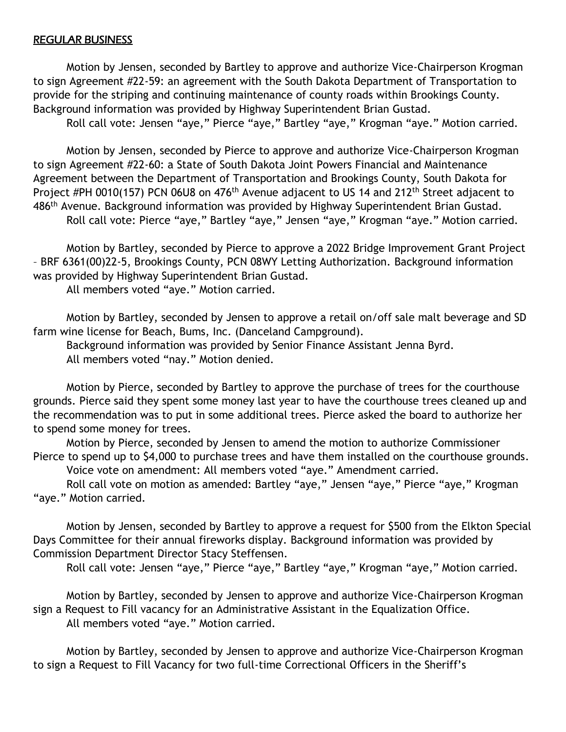## REGULAR BUSINESS

Motion by Jensen, seconded by Bartley to approve and authorize Vice-Chairperson Krogman to sign Agreement #22-59: an agreement with the South Dakota Department of Transportation to provide for the striping and continuing maintenance of county roads within Brookings County. Background information was provided by Highway Superintendent Brian Gustad.

Roll call vote: Jensen "aye," Pierce "aye," Bartley "aye," Krogman "aye." Motion carried.

Motion by Jensen, seconded by Pierce to approve and authorize Vice-Chairperson Krogman to sign Agreement #22-60: a State of South Dakota Joint Powers Financial and Maintenance Agreement between the Department of Transportation and Brookings County, South Dakota for Project #PH 0010(157) PCN 06U8 on 476th Avenue adjacent to US 14 and 212th Street adjacent to 486th Avenue. Background information was provided by Highway Superintendent Brian Gustad.

Roll call vote: Pierce "aye," Bartley "aye," Jensen "aye," Krogman "aye." Motion carried.

Motion by Bartley, seconded by Pierce to approve a 2022 Bridge Improvement Grant Project – BRF 6361(00)22-5, Brookings County, PCN 08WY Letting Authorization. Background information was provided by Highway Superintendent Brian Gustad.

All members voted "aye." Motion carried.

Motion by Bartley, seconded by Jensen to approve a retail on/off sale malt beverage and SD farm wine license for Beach, Bums, Inc. (Danceland Campground).

Background information was provided by Senior Finance Assistant Jenna Byrd.

All members voted "nay." Motion denied.

Motion by Pierce, seconded by Bartley to approve the purchase of trees for the courthouse grounds. Pierce said they spent some money last year to have the courthouse trees cleaned up and the recommendation was to put in some additional trees. Pierce asked the board to authorize her to spend some money for trees.

Motion by Pierce, seconded by Jensen to amend the motion to authorize Commissioner Pierce to spend up to $4,000 to purchase trees and have them installed on the courthouse grounds.

Voice vote on amendment: All members voted "aye." Amendment carried.

Roll call vote on motion as amended: Bartley "aye," Jensen "aye," Pierce "aye," Krogman "aye." Motion carried.

Motion by Jensen, seconded by Bartley to approve a request for $500 from the Elkton Special Days Committee for their annual fireworks display. Background information was provided by Commission Department Director Stacy Steffensen.

Roll call vote: Jensen "aye," Pierce "aye," Bartley "aye," Krogman "aye," Motion carried.

Motion by Bartley, seconded by Jensen to approve and authorize Vice-Chairperson Krogman sign a Request to Fill vacancy for an Administrative Assistant in the Equalization Office.

All members voted "aye." Motion carried.

Motion by Bartley, seconded by Jensen to approve and authorize Vice-Chairperson Krogman to sign a Request to Fill Vacancy for two full-time Correctional Officers in the Sheriff's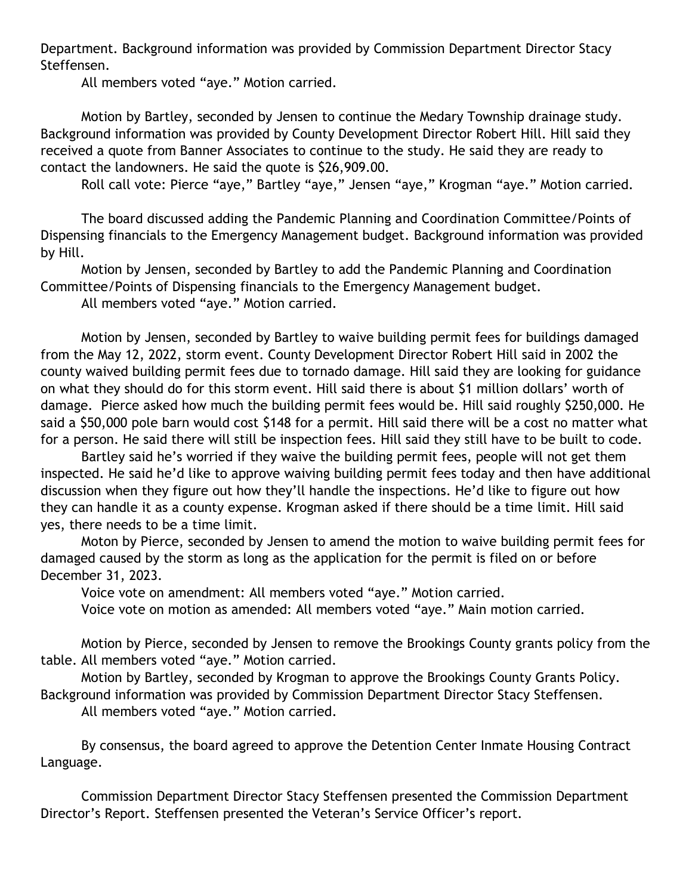Department. Background information was provided by Commission Department Director Stacy Steffensen.

All members voted "aye." Motion carried.

Motion by Bartley, seconded by Jensen to continue the Medary Township drainage study. Background information was provided by County Development Director Robert Hill. Hill said they received a quote from Banner Associates to continue to the study. He said they are ready to contact the landowners. He said the quote is $26,909.00.

Roll call vote: Pierce "aye," Bartley "aye," Jensen "aye," Krogman "aye." Motion carried.

The board discussed adding the Pandemic Planning and Coordination Committee/Points of Dispensing financials to the Emergency Management budget. Background information was provided by Hill.

Motion by Jensen, seconded by Bartley to add the Pandemic Planning and Coordination Committee/Points of Dispensing financials to the Emergency Management budget.

All members voted "aye." Motion carried.

Motion by Jensen, seconded by Bartley to waive building permit fees for buildings damaged from the May 12, 2022, storm event. County Development Director Robert Hill said in 2002 the county waived building permit fees due to tornado damage. Hill said they are looking for guidance on what they should do for this storm event. Hill said there is about $1 million dollars' worth of damage. Pierce asked how much the building permit fees would be. Hill said roughly $250,000. He said a $50,000 pole barn would cost $148 for a permit. Hill said there will be a cost no matter what for a person. He said there will still be inspection fees. Hill said they still have to be built to code.

Bartley said he's worried if they waive the building permit fees, people will not get them inspected. He said he'd like to approve waiving building permit fees today and then have additional discussion when they figure out how they'll handle the inspections. He'd like to figure out how they can handle it as a county expense. Krogman asked if there should be a time limit. Hill said yes, there needs to be a time limit.

Moton by Pierce, seconded by Jensen to amend the motion to waive building permit fees for damaged caused by the storm as long as the application for the permit is filed on or before December 31, 2023.

Voice vote on amendment: All members voted "aye." Motion carried.

Voice vote on motion as amended: All members voted "aye." Main motion carried.

Motion by Pierce, seconded by Jensen to remove the Brookings County grants policy from the table. All members voted "aye." Motion carried.

Motion by Bartley, seconded by Krogman to approve the Brookings County Grants Policy. Background information was provided by Commission Department Director Stacy Steffensen.

All members voted "aye." Motion carried.

By consensus, the board agreed to approve the Detention Center Inmate Housing Contract Language.

Commission Department Director Stacy Steffensen presented the Commission Department Director's Report. Steffensen presented the Veteran's Service Officer's report.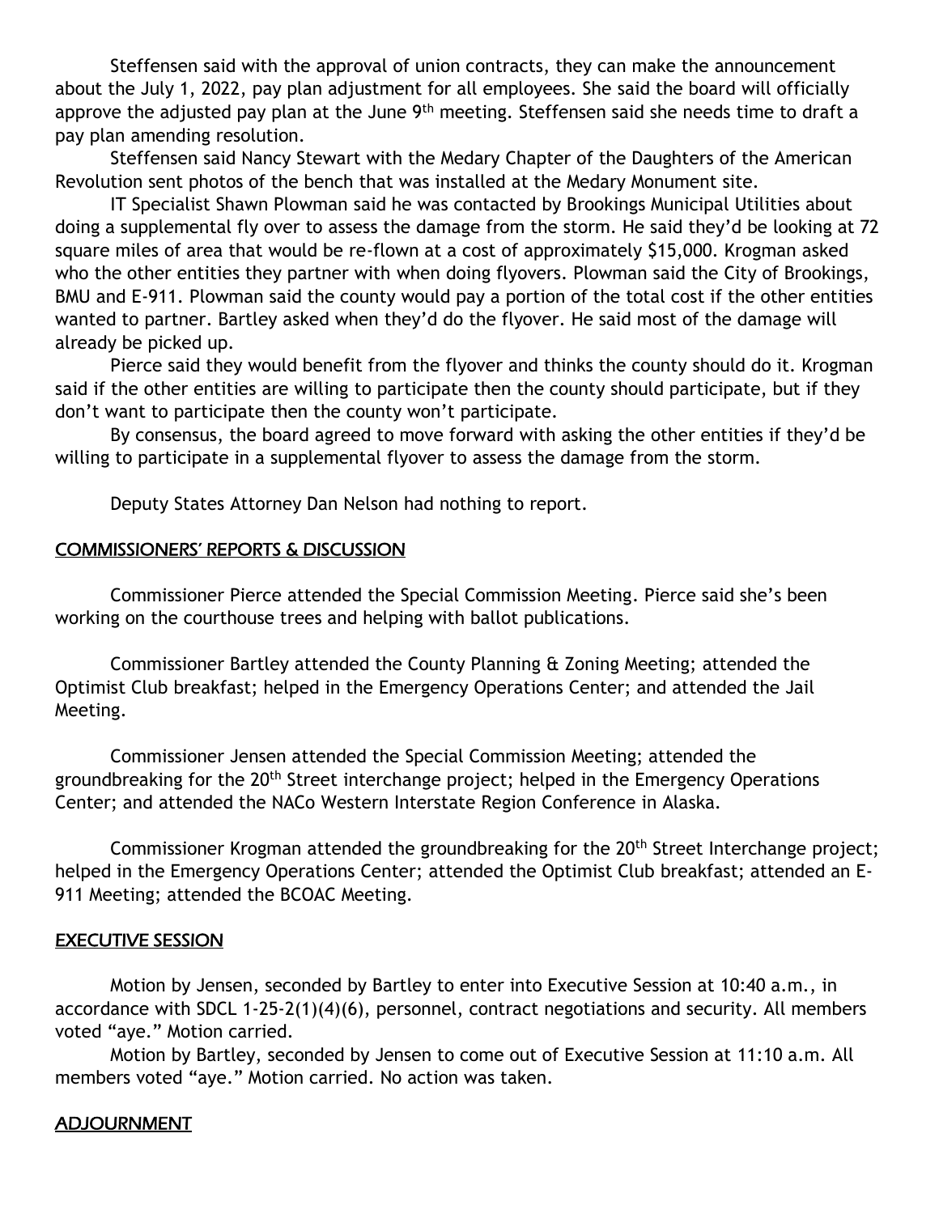Steffensen said with the approval of union contracts, they can make the announcement about the July 1, 2022, pay plan adjustment for all employees. She said the board will officially approve the adjusted pay plan at the June 9th meeting. Steffensen said she needs time to draft a pay plan amending resolution.

Steffensen said Nancy Stewart with the Medary Chapter of the Daughters of the American Revolution sent photos of the bench that was installed at the Medary Monument site.

IT Specialist Shawn Plowman said he was contacted by Brookings Municipal Utilities about doing a supplemental fly over to assess the damage from the storm. He said they'd be looking at 72 square miles of area that would be re-flown at a cost of approximately $15,000. Krogman asked who the other entities they partner with when doing flyovers. Plowman said the City of Brookings, BMU and E-911. Plowman said the county would pay a portion of the total cost if the other entities wanted to partner. Bartley asked when they'd do the flyover. He said most of the damage will already be picked up.

Pierce said they would benefit from the flyover and thinks the county should do it. Krogman said if the other entities are willing to participate then the county should participate, but if they don't want to participate then the county won't participate.

By consensus, the board agreed to move forward with asking the other entities if they'd be willing to participate in a supplemental flyover to assess the damage from the storm.

Deputy States Attorney Dan Nelson had nothing to report.

## COMMISSIONERS' REPORTS & DISCUSSION

Commissioner Pierce attended the Special Commission Meeting. Pierce said she's been working on the courthouse trees and helping with ballot publications.

Commissioner Bartley attended the County Planning & Zoning Meeting; attended the Optimist Club breakfast; helped in the Emergency Operations Center; and attended the Jail Meeting.

Commissioner Jensen attended the Special Commission Meeting; attended the groundbreaking for the 20th Street interchange project; helped in the Emergency Operations Center; and attended the NACo Western Interstate Region Conference in Alaska.

Commissioner Krogman attended the groundbreaking for the 20th Street Interchange project; helped in the Emergency Operations Center; attended the Optimist Club breakfast; attended an E-911 Meeting; attended the BCOAC Meeting.

## EXECUTIVE SESSION

Motion by Jensen, seconded by Bartley to enter into Executive Session at 10:40 a.m., in accordance with SDCL 1-25-2(1)(4)(6), personnel, contract negotiations and security. All members voted "aye." Motion carried.

Motion by Bartley, seconded by Jensen to come out of Executive Session at 11:10 a.m. All members voted "aye." Motion carried. No action was taken.

## ADJOURNMENT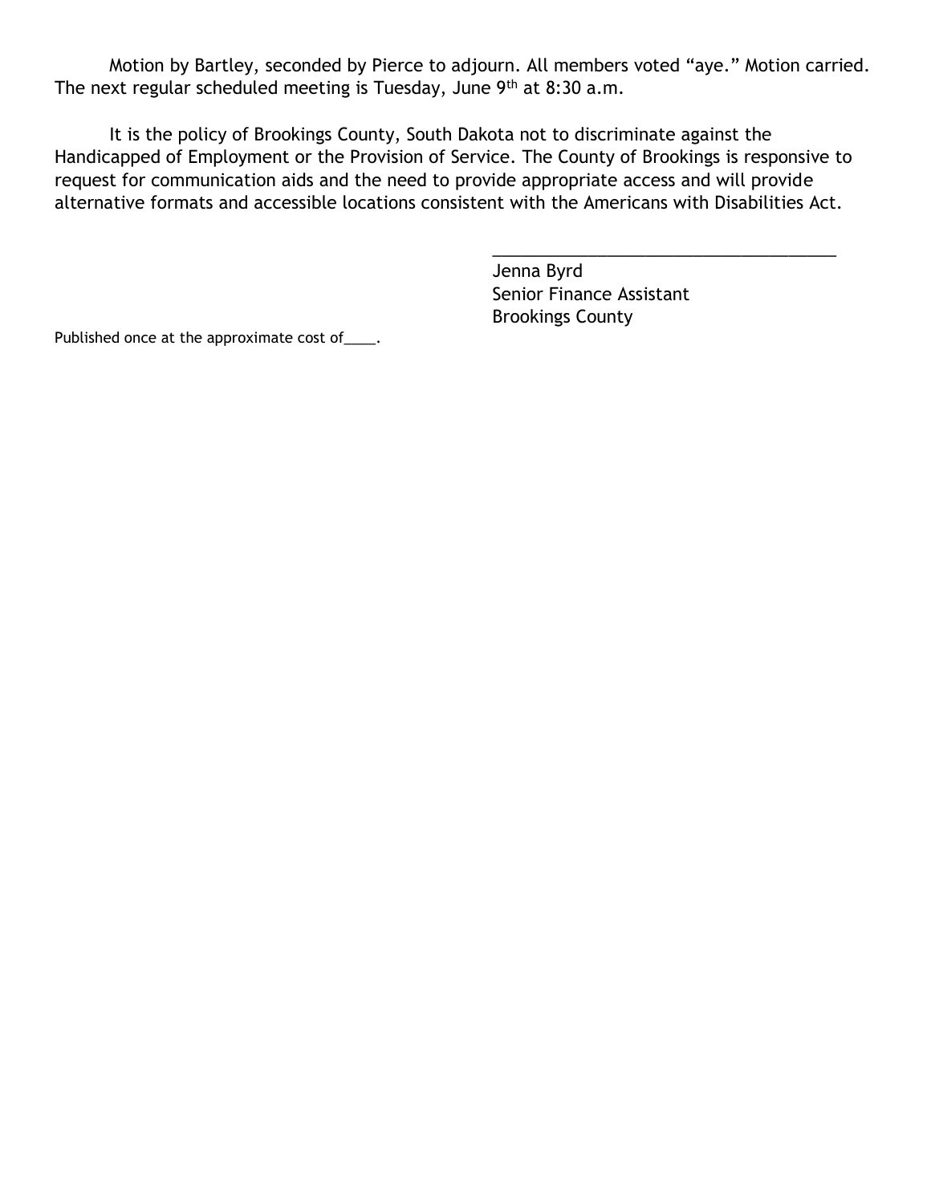Motion by Bartley, seconded by Pierce to adjourn. All members voted "aye." Motion carried. The next regular scheduled meeting is Tuesday, June 9th at 8:30 a.m.

It is the policy of Brookings County, South Dakota not to discriminate against the Handicapped of Employment or the Provision of Service. The County of Brookings is responsive to request for communication aids and the need to provide appropriate access and will provide alternative formats and accessible locations consistent with the Americans with Disabilities Act.

_____________________________________

Jenna Byrd
Senior Finance Assistant
Brookings County

Published once at the approximate cost of____.